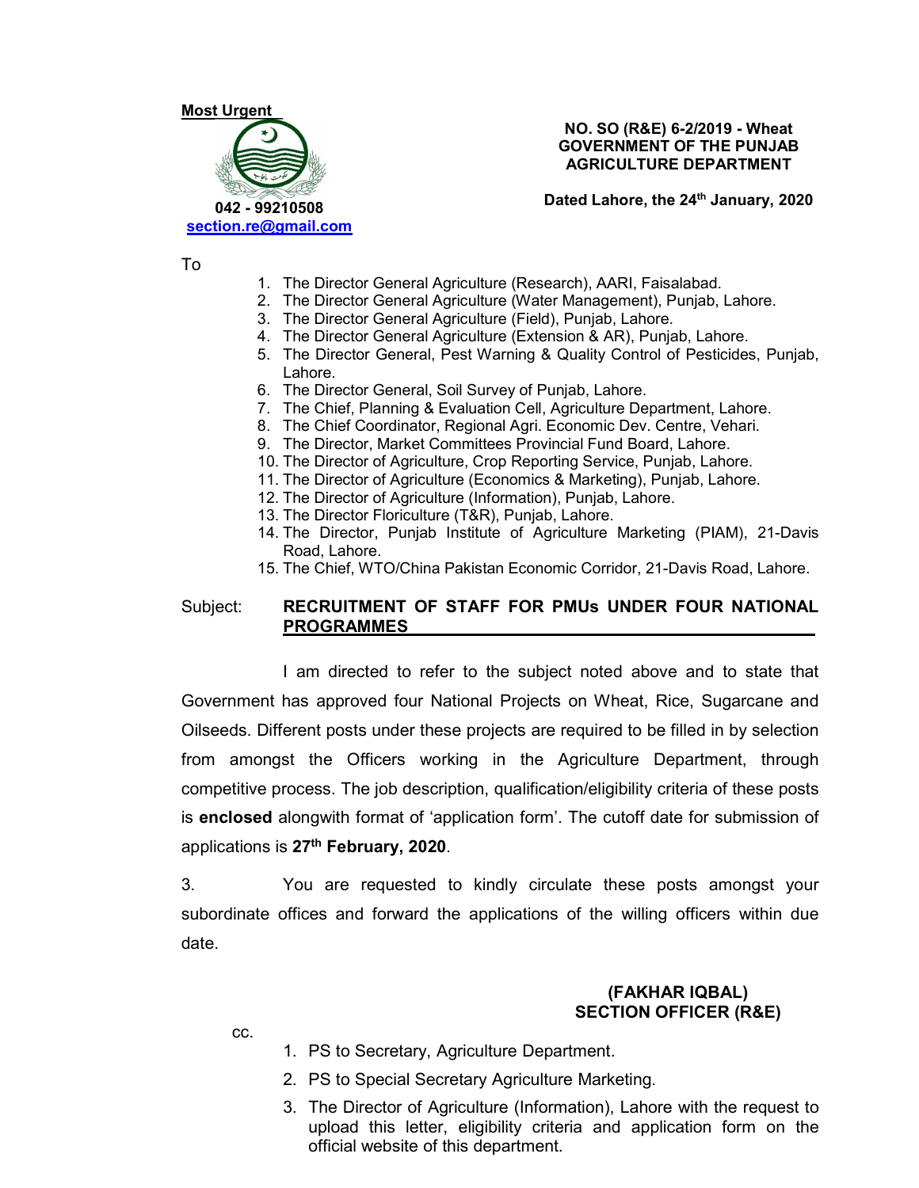**Most Urgent**

042 - 99210508
section.re@gmail.com

**NO. SO (R&E) 6-2/2019 - Wheat**
**GOVERNMENT OF THE PUNJAB**
**AGRICULTURE DEPARTMENT**

**Dated Lahore, the 24th January, 2020**

To

1. The Director General Agriculture (Research), AARI, Faisalabad.
2. The Director General Agriculture (Water Management), Punjab, Lahore.
3. The Director General Agriculture (Field), Punjab, Lahore.
4. The Director General Agriculture (Extension & AR), Punjab, Lahore.
5. The Director General, Pest Warning & Quality Control of Pesticides, Punjab, Lahore.
6. The Director General, Soil Survey of Punjab, Lahore.
7. The Chief, Planning & Evaluation Cell, Agriculture Department, Lahore.
8. The Chief Coordinator, Regional Agri. Economic Dev. Centre, Vehari.
9. The Director, Market Committees Provincial Fund Board, Lahore.
10. The Director of Agriculture, Crop Reporting Service, Punjab, Lahore.
11. The Director of Agriculture (Economics & Marketing), Punjab, Lahore.
12. The Director of Agriculture (Information), Punjab, Lahore.
13. The Director Floriculture (T&R), Punjab, Lahore.
14. The Director, Punjab Institute of Agriculture Marketing (PIAM), 21-Davis Road, Lahore.
15. The Chief, WTO/China Pakistan Economic Corridor, 21-Davis Road, Lahore.

Subject: **RECRUITMENT OF STAFF FOR PMUs UNDER FOUR NATIONAL PROGRAMMES**

I am directed to refer to the subject noted above and to state that Government has approved four National Projects on Wheat, Rice, Sugarcane and Oilseeds. Different posts under these projects are required to be filled in by selection from amongst the Officers working in the Agriculture Department, through competitive process. The job description, qualification/eligibility criteria of these posts is **enclosed** alongwith format of 'application form'. The cutoff date for submission of applications is **27th February, 2020**.

3. You are requested to kindly circulate these posts amongst your subordinate offices and forward the applications of the willing officers within due date.

**(FAKHAR IQBAL)**
**SECTION OFFICER (R&E)**

cc.

1. PS to Secretary, Agriculture Department.
2. PS to Special Secretary Agriculture Marketing.
3. The Director of Agriculture (Information), Lahore with the request to upload this letter, eligibility criteria and application form on the official website of this department.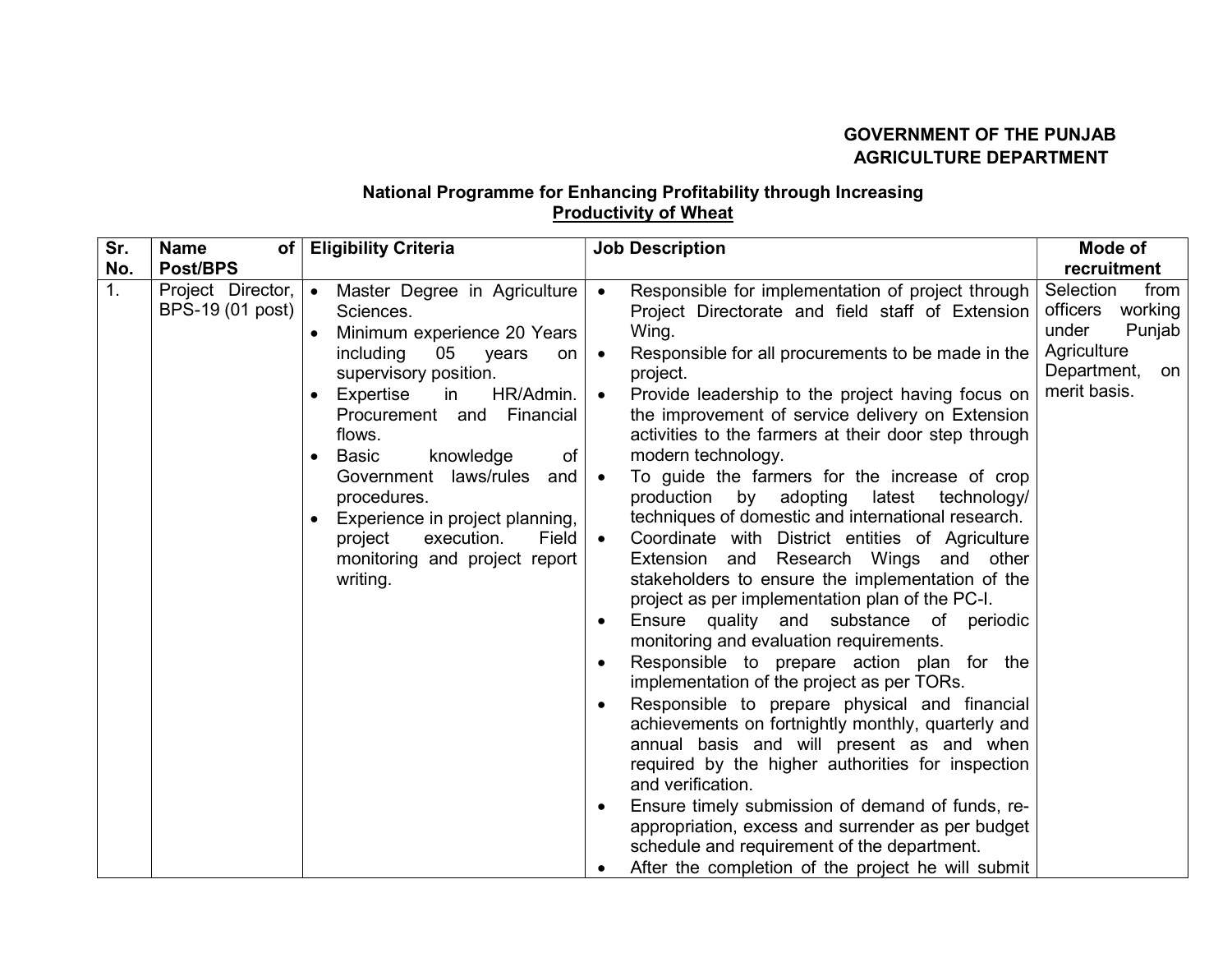**GOVERNMENT OF THE PUNJAB**
**AGRICULTURE DEPARTMENT**

**National Programme for Enhancing Profitability through Increasing Productivity of Wheat**

| Sr. No. | Name of Post/BPS | Eligibility Criteria | Job Description | Mode of recruitment |
|---|---|---|---|---|
| 1. | Project Director, BPS-19 (01 post) | • Master Degree in Agriculture Sciences.<br>• Minimum experience 20 Years including 05 years on supervisory position.<br>• Expertise in HR/Admin. Procurement and Financial flows.<br>• Basic knowledge of Government laws/rules and procedures.<br>• Experience in project planning, project execution. Field monitoring and project report writing. | • Responsible for implementation of project through Project Directorate and field staff of Extension Wing.<br>• Responsible for all procurements to be made in the project.<br>• Provide leadership to the project having focus on the improvement of service delivery on Extension activities to the farmers at their door step through modern technology.<br>• To guide the farmers for the increase of crop production by adopting latest technology/ techniques of domestic and international research.<br>• Coordinate with District entities of Agriculture Extension and Research Wings and other stakeholders to ensure the implementation of the project as per implementation plan of the PC-I.<br>• Ensure quality and substance of periodic monitoring and evaluation requirements.<br>• Responsible to prepare action plan for the implementation of the project as per TORs.<br>• Responsible to prepare physical and financial achievements on fortnightly monthly, quarterly and annual basis and will present as and when required by the higher authorities for inspection and verification.<br>• Ensure timely submission of demand of funds, re-appropriation, excess and surrender as per budget schedule and requirement of the department.<br>• After the completion of the project he will submit | Selection from officers working under Punjab Agriculture Department, on merit basis. |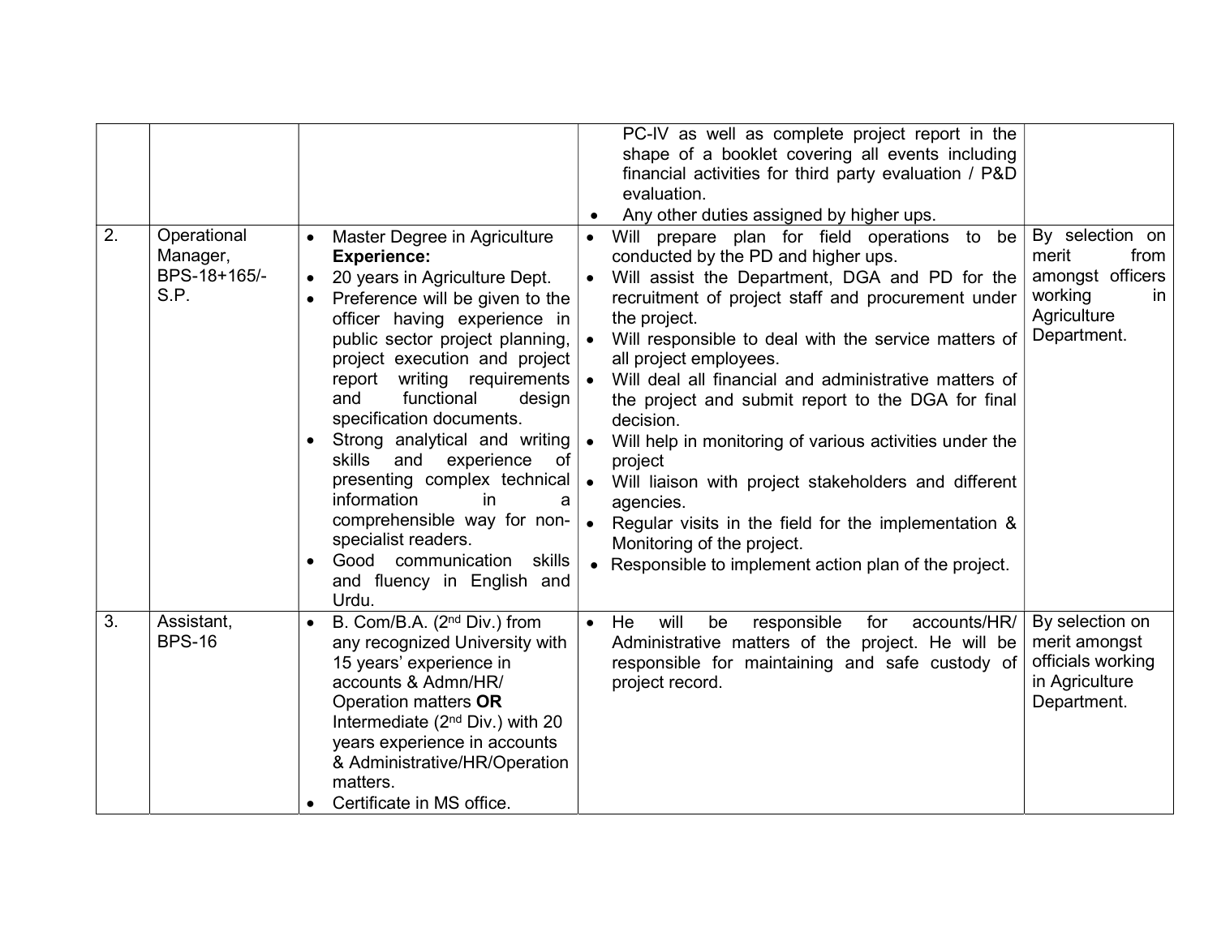| | | | | |
|---|---|---|---|---|
| | | | PC-IV as well as complete project report in the shape of a booklet covering all events including financial activities for third party evaluation / P&D evaluation.<br>• Any other duties assigned by higher ups. | |
| 2. | Operational Manager, BPS-18+165/- S.P. | • Master Degree in Agriculture<br>**Experience:**<br>• 20 years in Agriculture Dept.<br>• Preference will be given to the officer having experience in public sector project planning, project execution and project report writing requirements and functional design specification documents.<br>• Strong analytical and writing skills and experience of presenting complex technical information in a comprehensible way for non-specialist readers.<br>• Good communication skills and fluency in English and Urdu. | • Will prepare plan for field operations to be conducted by the PD and higher ups.<br>• Will assist the Department, DGA and PD for the recruitment of project staff and procurement under the project.<br>• Will responsible to deal with the service matters of all project employees.<br>• Will deal all financial and administrative matters of the project and submit report to the DGA for final decision.<br>• Will help in monitoring of various activities under the project<br>• Will liaison with project stakeholders and different agencies.<br>• Regular visits in the field for the implementation & Monitoring of the project.<br>• Responsible to implement action plan of the project. | By selection on merit from amongst officers working in Agriculture Department. |
| 3. | Assistant, BPS-16 | • B. Com/B.A. (2nd Div.) from any recognized University with 15 years' experience in accounts & Admn/HR/ Operation matters **OR** Intermediate (2nd Div.) with 20 years experience in accounts & Administrative/HR/Operation matters.<br>• Certificate in MS office. | • He will be responsible for accounts/HR/ Administrative matters of the project. He will be responsible for maintaining and safe custody of project record. | By selection on merit amongst officials working in Agriculture Department. |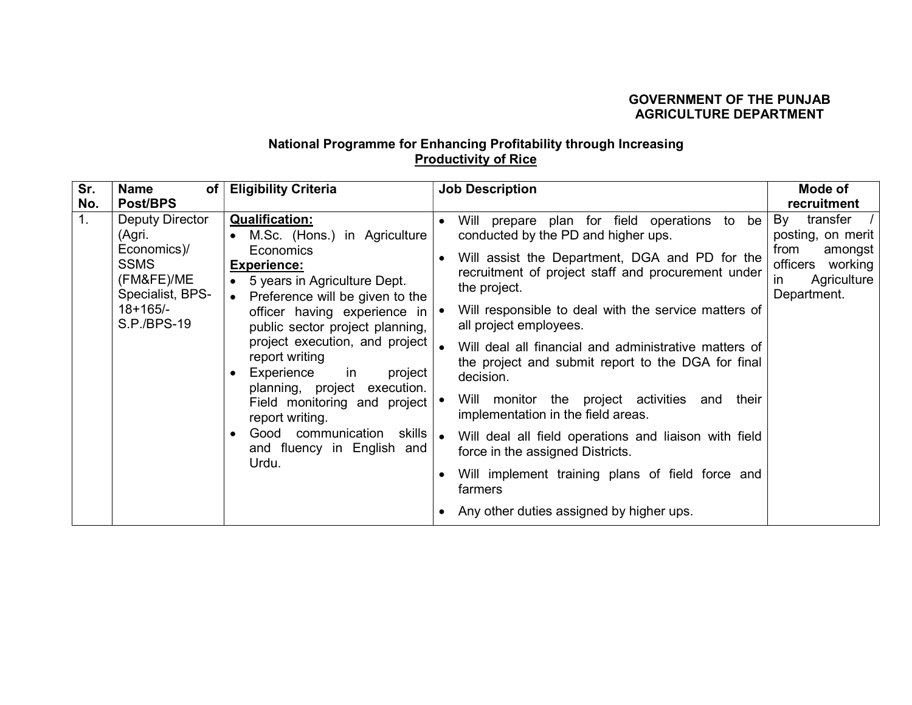**GOVERNMENT OF THE PUNJAB**
**AGRICULTURE DEPARTMENT**

### National Programme for Enhancing Profitability through Increasing Productivity of Rice

| Sr. No. | Name of Post/BPS | Eligibility Criteria | Job Description | Mode of recruitment |
|---|---|---|---|---|
| 1. | Deputy Director (Agri. Economics)/ SSMS (FM&FE)/ME Specialist, BPS-18+165/- S.P./BPS-19 | **Qualification:**<br>• M.Sc. (Hons.) in Agriculture Economics<br>**Experience:**<br>• 5 years in Agriculture Dept.<br>• Preference will be given to the officer having experience in public sector project planning, project execution, and project report writing<br>• Experience in project planning, project execution. Field monitoring and project report writing.<br>• Good communication skills and fluency in English and Urdu. | • Will prepare plan for field operations to be conducted by the PD and higher ups.<br>• Will assist the Department, DGA and PD for the recruitment of project staff and procurement under the project.<br>• Will responsible to deal with the service matters of all project employees.<br>• Will deal all financial and administrative matters of the project and submit report to the DGA for final decision.<br>• Will monitor the project activities and their implementation in the field areas.<br>• Will deal all field operations and liaison with field force in the assigned Districts.<br>• Will implement training plans of field force and farmers<br>• Any other duties assigned by higher ups. | By transfer / posting, on merit from amongst officers working in Agriculture Department. |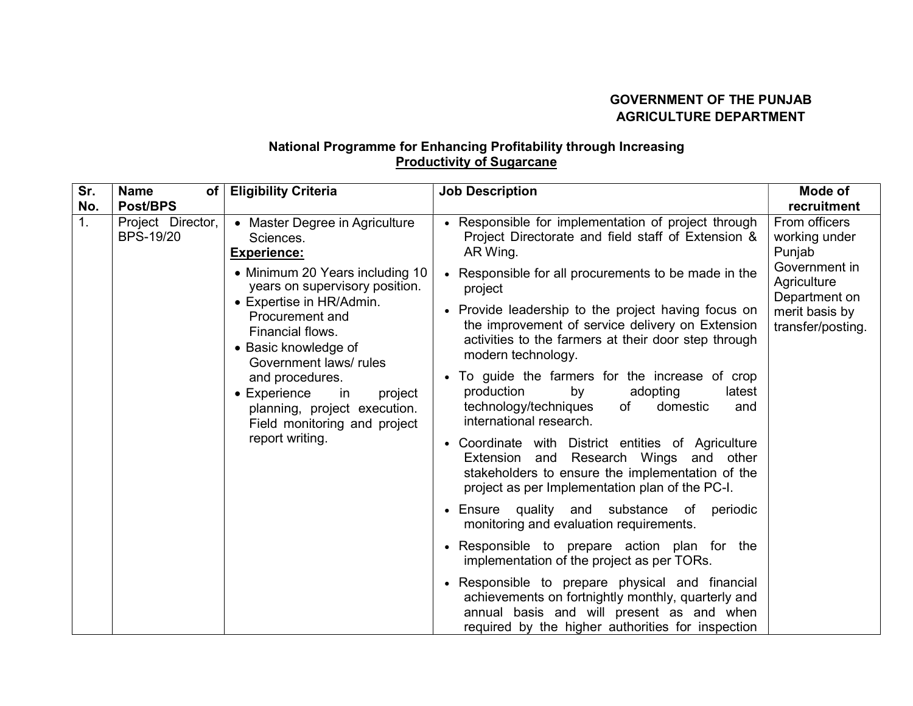**GOVERNMENT OF THE PUNJAB**
**AGRICULTURE DEPARTMENT**

## National Programme for Enhancing Profitability through Increasing Productivity of Sugarcane

| Sr. No. | Name of Post/BPS | Eligibility Criteria | Job Description | Mode of recruitment |
|---|---|---|---|---|
| 1. | Project Director, BPS-19/20 | • Master Degree in Agriculture Sciences.<br>**Experience:**<br>• Minimum 20 Years including 10 years on supervisory position.<br>• Expertise in HR/Admin. Procurement and Financial flows.<br>• Basic knowledge of Government laws/ rules and procedures.<br>• Experience in project planning, project execution. Field monitoring and project report writing. | • Responsible for implementation of project through Project Directorate and field staff of Extension & AR Wing.<br>• Responsible for all procurements to be made in the project<br>• Provide leadership to the project having focus on the improvement of service delivery on Extension activities to the farmers at their door step through modern technology.<br>• To guide the farmers for the increase of crop production by adopting latest technology/techniques of domestic and international research.<br>• Coordinate with District entities of Agriculture Extension and Research Wings and other stakeholders to ensure the implementation of the project as per Implementation plan of the PC-I.<br>• Ensure quality and substance of periodic monitoring and evaluation requirements.<br>• Responsible to prepare action plan for the implementation of the project as per TORs.<br>• Responsible to prepare physical and financial achievements on fortnightly monthly, quarterly and annual basis and will present as and when required by the higher authorities for inspection | From officers working under Punjab Government in Agriculture Department on merit basis by transfer/posting. |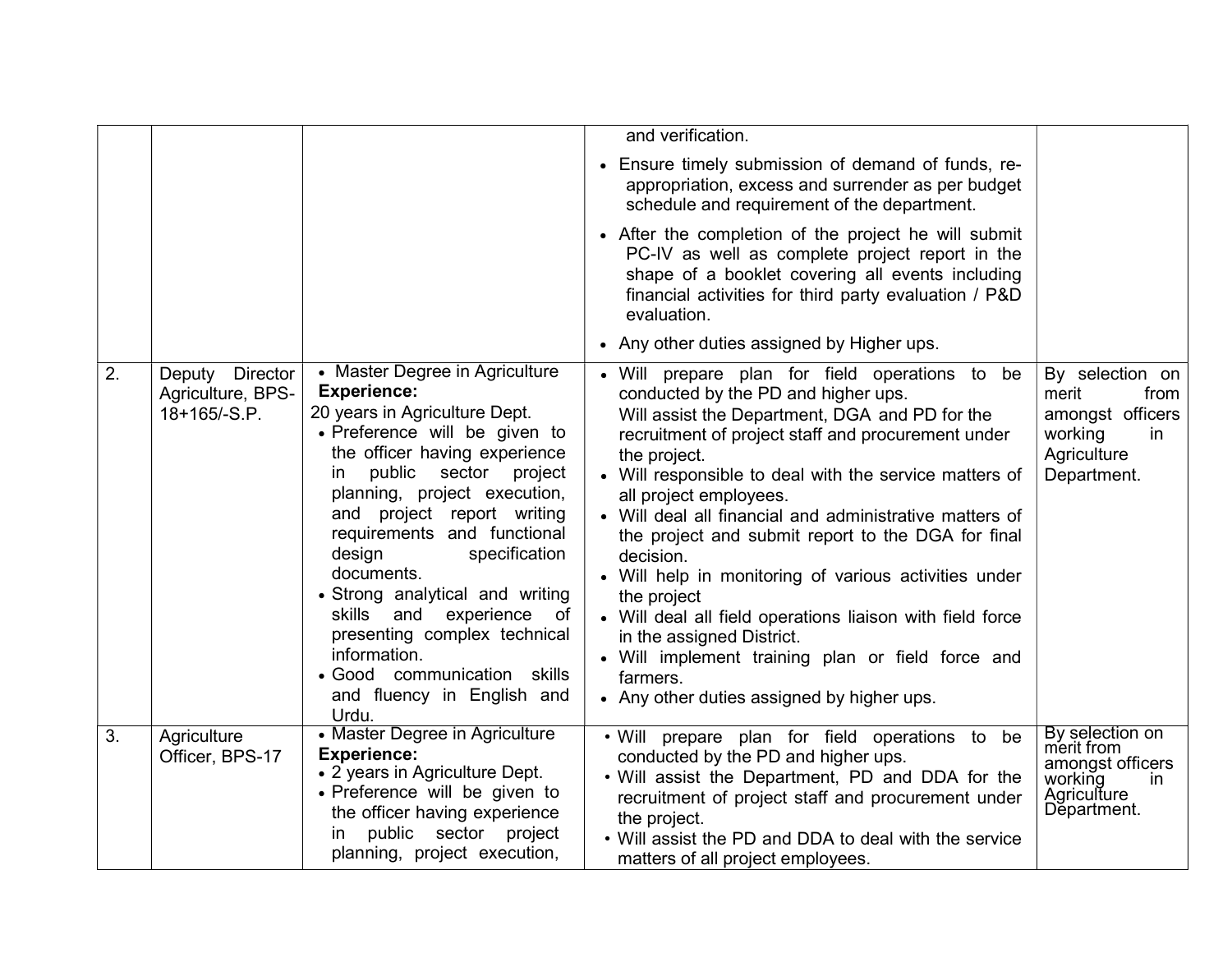| | | | | |
|---|---|---|---|---|
| | | | and verification.<br>• Ensure timely submission of demand of funds, re-appropriation, excess and surrender as per budget schedule and requirement of the department.<br>• After the completion of the project he will submit PC-IV as well as complete project report in the shape of a booklet covering all events including financial activities for third party evaluation / P&D evaluation.<br>• Any other duties assigned by Higher ups. | |
| 2. | Deputy Director Agriculture, BPS-18+165/-S.P. | • Master Degree in Agriculture<br>**Experience:**<br>20 years in Agriculture Dept.<br>• Preference will be given to the officer having experience in public sector project planning, project execution, and project report writing requirements and functional design specification documents.<br>• Strong analytical and writing skills and experience of presenting complex technical information.<br>• Good communication skills and fluency in English and Urdu. | • Will prepare plan for field operations to be conducted by the PD and higher ups.<br>Will assist the Department, DGA and PD for the recruitment of project staff and procurement under the project.<br>• Will responsible to deal with the service matters of all project employees.<br>• Will deal all financial and administrative matters of the project and submit report to the DGA for final decision.<br>• Will help in monitoring of various activities under the project<br>• Will deal all field operations liaison with field force in the assigned District.<br>• Will implement training plan or field force and farmers.<br>• Any other duties assigned by higher ups. | By selection on merit from amongst officers working in Agriculture Department. |
| 3. | Agriculture Officer, BPS-17 | • Master Degree in Agriculture<br>**Experience:**<br>• 2 years in Agriculture Dept.<br>• Preference will be given to the officer having experience in public sector project planning, project execution, | • Will prepare plan for field operations to be conducted by the PD and higher ups.<br>• Will assist the Department, PD and DDA for the recruitment of project staff and procurement under the project.<br>• Will assist the PD and DDA to deal with the service matters of all project employees. | By selection on merit from amongst officers working in Agriculture Department. |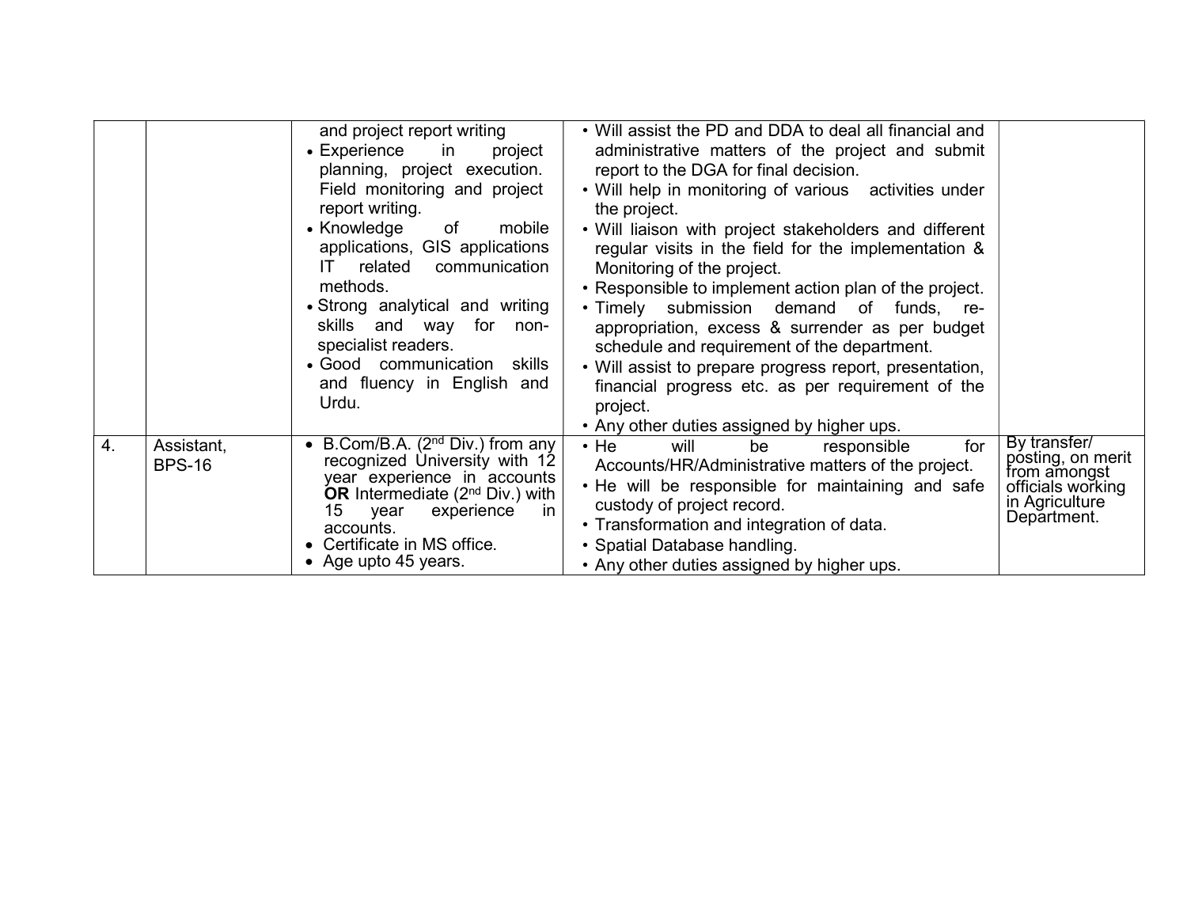| | | | | |
|---|---|---|---|---|
| | | and project report writing<br>• Experience in project planning, project execution. Field monitoring and project report writing.<br>• Knowledge of mobile applications, GIS applications IT related communication methods.<br>• Strong analytical and writing skills and way for non-specialist readers.<br>• Good communication skills and fluency in English and Urdu. | • Will assist the PD and DDA to deal all financial and administrative matters of the project and submit report to the DGA for final decision.<br>• Will help in monitoring of various activities under the project.<br>• Will liaison with project stakeholders and different regular visits in the field for the implementation & Monitoring of the project.<br>• Responsible to implement action plan of the project.<br>• Timely submission demand of funds, re-appropriation, excess & surrender as per budget schedule and requirement of the department.<br>• Will assist to prepare progress report, presentation, financial progress etc. as per requirement of the project.<br>• Any other duties assigned by higher ups. | |
| 4. | Assistant, BPS-16 | • B.Com/B.A. (2nd Div.) from any recognized University with 12 year experience in accounts **OR** Intermediate (2nd Div.) with 15 year experience in accounts.<br>• Certificate in MS office.<br>• Age upto 45 years. | • He will be responsible for Accounts/HR/Administrative matters of the project.<br>• He will be responsible for maintaining and safe custody of project record.<br>• Transformation and integration of data.<br>• Spatial Database handling.<br>• Any other duties assigned by higher ups. | By transfer/ posting, on merit from amongst officials working in Agriculture Department. |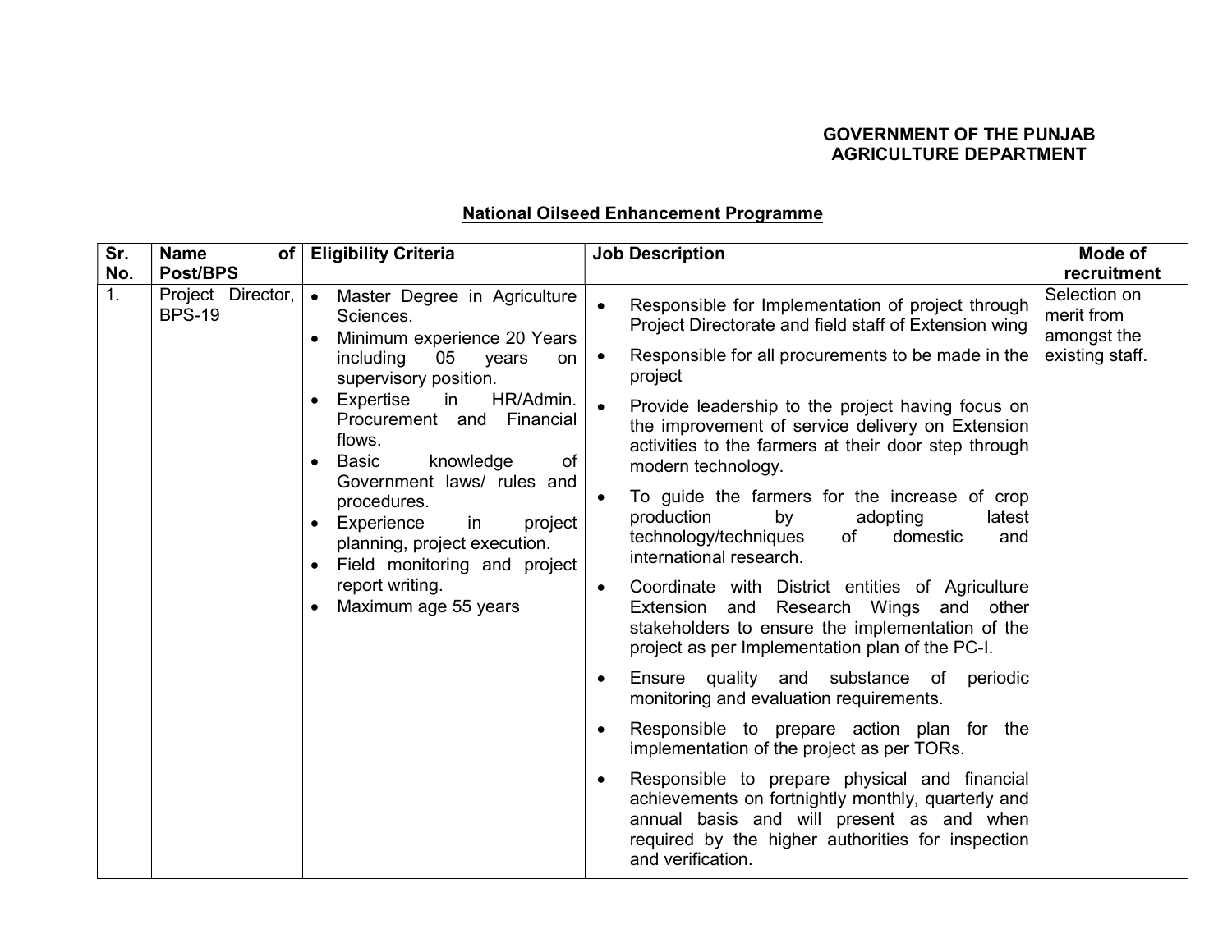**GOVERNMENT OF THE PUNJAB**
**AGRICULTURE DEPARTMENT**

## National Oilseed Enhancement Programme

| Sr. No. | Name of Post/BPS | Eligibility Criteria | Job Description | Mode of recruitment |
|---|---|---|---|---|
| 1. | Project Director, BPS-19 | • Master Degree in Agriculture Sciences.<br>• Minimum experience 20 Years including 05 years on supervisory position.<br>• Expertise in HR/Admin. Procurement and Financial flows.<br>• Basic knowledge of Government laws/ rules and procedures.<br>• Experience in project planning, project execution.<br>• Field monitoring and project report writing.<br>• Maximum age 55 years | • Responsible for Implementation of project through Project Directorate and field staff of Extension wing<br>• Responsible for all procurements to be made in the project<br>• Provide leadership to the project having focus on the improvement of service delivery on Extension activities to the farmers at their door step through modern technology.<br>• To guide the farmers for the increase of crop production by adopting latest technology/techniques of domestic and international research.<br>• Coordinate with District entities of Agriculture Extension and Research Wings and other stakeholders to ensure the implementation of the project as per Implementation plan of the PC-I.<br>• Ensure quality and substance of periodic monitoring and evaluation requirements.<br>• Responsible to prepare action plan for the implementation of the project as per TORs.<br>• Responsible to prepare physical and financial achievements on fortnightly monthly, quarterly and annual basis and will present as and when required by the higher authorities for inspection and verification. | Selection on merit from amongst the existing staff. |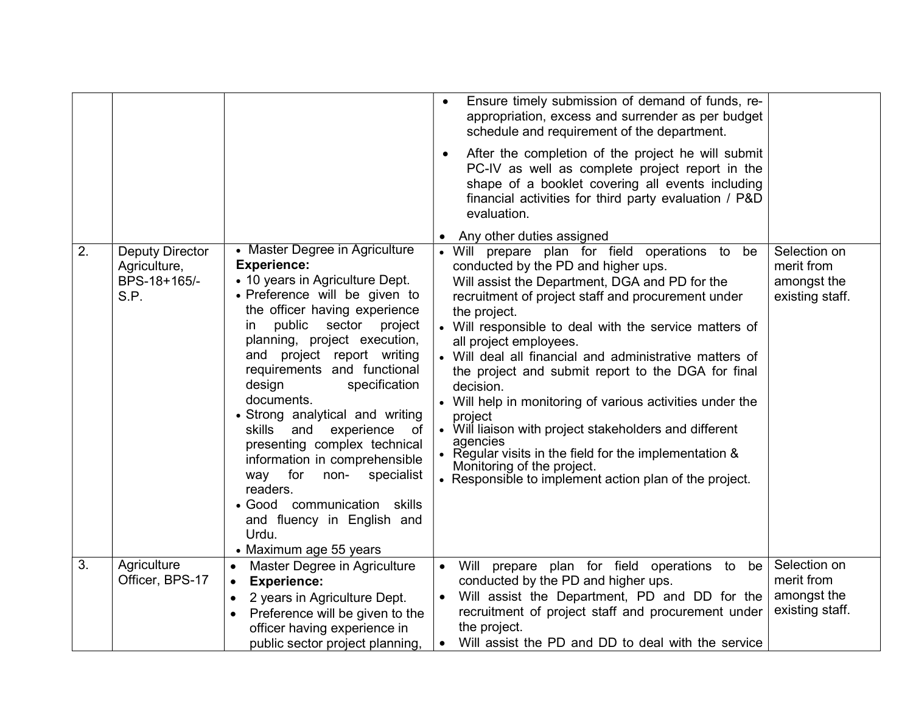| | | | | |
|---|---|---|---|---|
| | | | • Ensure timely submission of demand of funds, re-appropriation, excess and surrender as per budget schedule and requirement of the department.<br>• After the completion of the project he will submit PC-IV as well as complete project report in the shape of a booklet covering all events including financial activities for third party evaluation / P&D evaluation.<br>• Any other duties assigned | |
| 2. | Deputy Director Agriculture, BPS-18+165/- S.P. | • Master Degree in Agriculture<br>**Experience:**<br>• 10 years in Agriculture Dept.<br>• Preference will be given to the officer having experience in public sector project planning, project execution, and project report writing requirements and functional design specification documents.<br>• Strong analytical and writing skills and experience of presenting complex technical information in comprehensible way for non- specialist readers.<br>• Good communication skills and fluency in English and Urdu.<br>• Maximum age 55 years | • Will prepare plan for field operations to be conducted by the PD and higher ups.<br>Will assist the Department, DGA and PD for the recruitment of project staff and procurement under the project.<br>• Will responsible to deal with the service matters of all project employees.<br>• Will deal all financial and administrative matters of the project and submit report to the DGA for final decision.<br>• Will help in monitoring of various activities under the project<br>• Will liaison with project stakeholders and different agencies<br>• Regular visits in the field for the implementation & Monitoring of the project.<br>• Responsible to implement action plan of the project. | Selection on merit from amongst the existing staff. |
| 3. | Agriculture Officer, BPS-17 | • Master Degree in Agriculture<br>• **Experience:**<br>• 2 years in Agriculture Dept.<br>• Preference will be given to the officer having experience in public sector project planning, | • Will prepare plan for field operations to be conducted by the PD and higher ups.<br>• Will assist the Department, PD and DD for the recruitment of project staff and procurement under the project.<br>• Will assist the PD and DD to deal with the service | Selection on merit from amongst the existing staff. |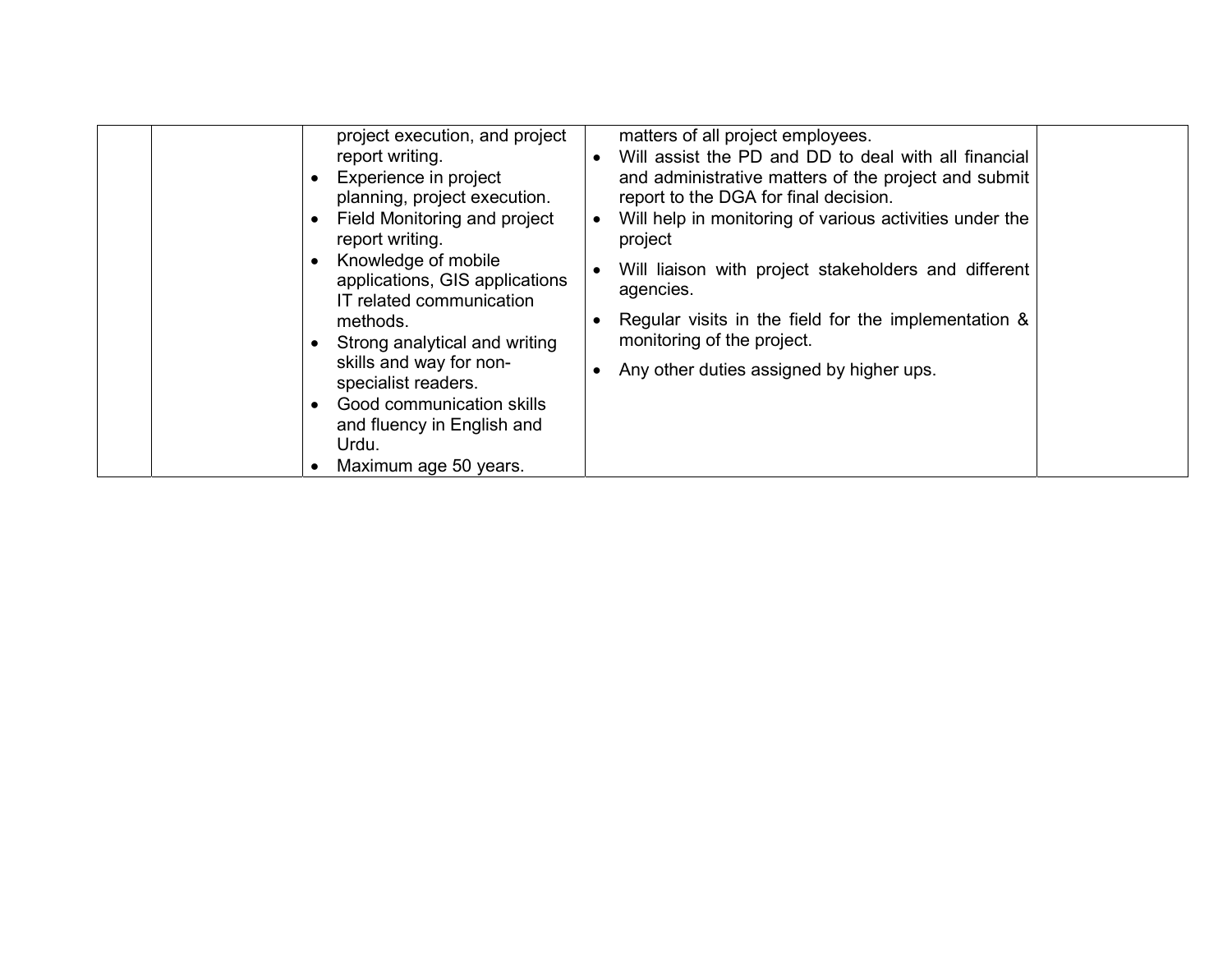| | | | | |
|---|---|---|---|---|
| | | project execution, and project report writing.<br>• Experience in project planning, project execution.<br>• Field Monitoring and project report writing.<br>• Knowledge of mobile applications, GIS applications IT related communication methods.<br>• Strong analytical and writing skills and way for non-specialist readers.<br>• Good communication skills and fluency in English and Urdu.<br>• Maximum age 50 years. | matters of all project employees.<br>• Will assist the PD and DD to deal with all financial and administrative matters of the project and submit report to the DGA for final decision.<br>• Will help in monitoring of various activities under the project<br>• Will liaison with project stakeholders and different agencies.<br>• Regular visits in the field for the implementation & monitoring of the project.<br>• Any other duties assigned by higher ups. | |